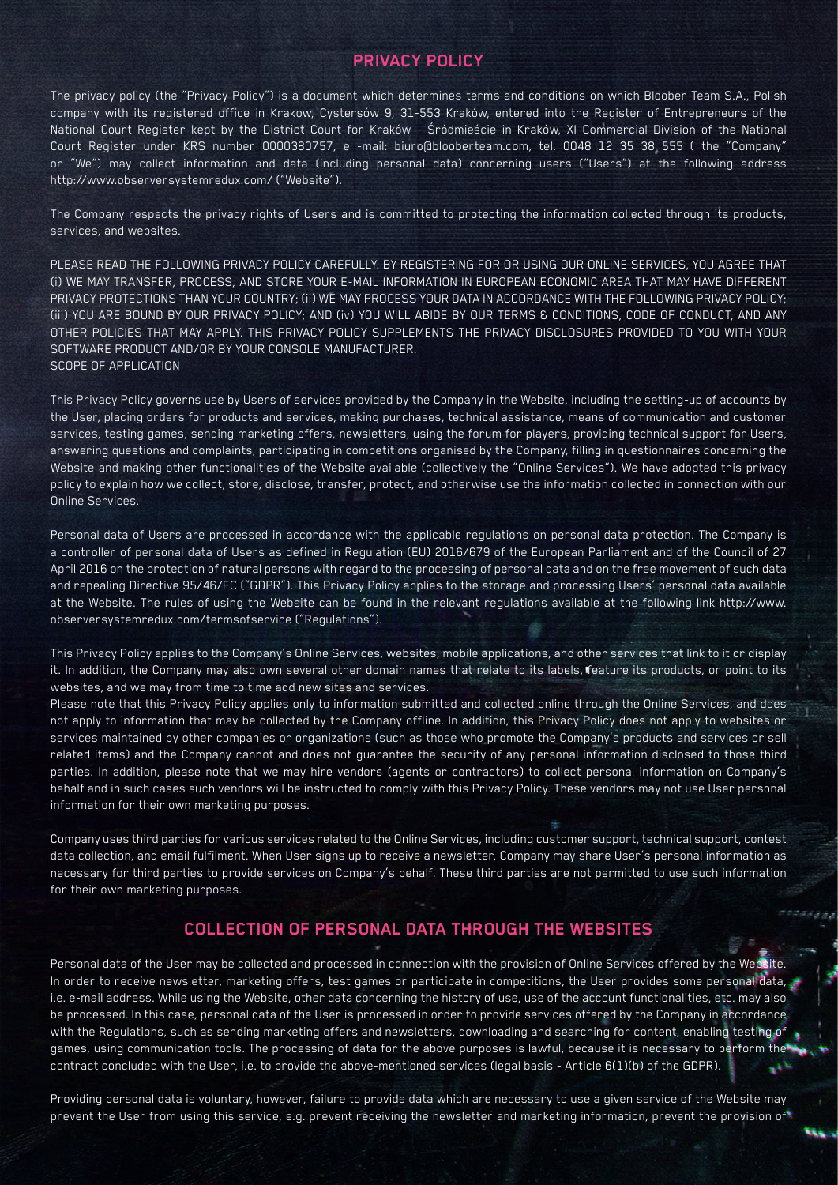# PRIVACY POLICY

The privacy policy (the "Privacy Policy") is a document which determines terms and conditions on which Bloober Team S.A., Polish company with its registered office in Krakow, Cystersów 9, 31-553 Kraków, entered into the Register of Entrepreneurs of the National Court Register kept by the District Court for Kraków - Śródmieście in Kraków, XI Commercial Division of the National Court Register under KRS number 0000380757, e -mail: biuro@blooberteam.com, tel. 0048 12 35 38 555 ( the "Company" or "We") may collect information and data (including personal data) concerning users ("Users") at the following address http://www.observersystemredux.com/ ("Website").

The Company respects the privacy rights of Users and is committed to protecting the information collected through its products, services, and websites.

PLEASE READ THE FOLLOWING PRIVACY POLICY CAREFULLY. BY REGISTERING FOR OR USING OUR ONLINE SERVICES, YOU AGREE THAT (i) WE MAY TRANSFER, PROCESS, AND STORE YOUR E-MAIL INFORMATION IN EUROPEAN ECONOMIC AREA THAT MAY HAVE DIFFERENT PRIVACY PROTECTIONS THAN YOUR COUNTRY; (ii) WE MAY PROCESS YOUR DATA IN ACCORDANCE WITH THE FOLLOWING PRIVACY POLICY; (iii) YOU ARE BOUND BY OUR PRIVACY POLICY; AND (iv) YOU WILL ABIDE BY OUR TERMS & CONDITIONS, CODE OF CONDUCT, AND ANY OTHER POLICIES THAT MAY APPLY. THIS PRIVACY POLICY SUPPLEMENTS THE PRIVACY DISCLOSURES PROVIDED TO YOU WITH YOUR SOFTWARE PRODUCT AND/OR BY YOUR CONSOLE MANUFACTURER.
SCOPE OF APPLICATION

This Privacy Policy governs use by Users of services provided by the Company in the Website, including the setting-up of accounts by the User, placing orders for products and services, making purchases, technical assistance, means of communication and customer services, testing games, sending marketing offers, newsletters, using the forum for players, providing technical support for Users, answering questions and complaints, participating in competitions organised by the Company, filling in questionnaires concerning the Website and making other functionalities of the Website available (collectively the "Online Services"). We have adopted this privacy policy to explain how we collect, store, disclose, transfer, protect, and otherwise use the information collected in connection with our Online Services.

Personal data of Users are processed in accordance with the applicable regulations on personal data protection. The Company is a controller of personal data of Users as defined in Regulation (EU) 2016/679 of the European Parliament and of the Council of 27 April 2016 on the protection of natural persons with regard to the processing of personal data and on the free movement of such data and repealing Directive 95/46/EC ("GDPR"). This Privacy Policy applies to the storage and processing Users' personal data available at the Website. The rules of using the Website can be found in the relevant regulations available at the following link http://www.observersystemredux.com/termsofservice ("Regulations").

This Privacy Policy applies to the Company's Online Services, websites, mobile applications, and other services that link to it or display it. In addition, the Company may also own several other domain names that relate to its labels, feature its products, or point to its websites, and we may from time to time add new sites and services.
Please note that this Privacy Policy applies only to information submitted and collected online through the Online Services, and does not apply to information that may be collected by the Company offline. In addition, this Privacy Policy does not apply to websites or services maintained by other companies or organizations (such as those who promote the Company's products and services or sell related items) and the Company cannot and does not guarantee the security of any personal information disclosed to those third parties. In addition, please note that we may hire vendors (agents or contractors) to collect personal information on Company's behalf and in such cases such vendors will be instructed to comply with this Privacy Policy. These vendors may not use User personal information for their own marketing purposes.

Company uses third parties for various services related to the Online Services, including customer support, technical support, contest data collection, and email fulfilment. When User signs up to receive a newsletter, Company may share User's personal information as necessary for third parties to provide services on Company's behalf. These third parties are not permitted to use such information for their own marketing purposes.

## COLLECTION OF PERSONAL DATA THROUGH THE WEBSITES

Personal data of the User may be collected and processed in connection with the provision of Online Services offered by the Website. In order to receive newsletter, marketing offers, test games or participate in competitions, the User provides some personal data, i.e. e-mail address. While using the Website, other data concerning the history of use, use of the account functionalities, etc. may also be processed. In this case, personal data of the User is processed in order to provide services offered by the Company in accordance with the Regulations, such as sending marketing offers and newsletters, downloading and searching for content, enabling testing of games, using communication tools. The processing of data for the above purposes is lawful, because it is necessary to perform the contract concluded with the User, i.e. to provide the above-mentioned services (legal basis - Article 6(1)(b) of the GDPR).

Providing personal data is voluntary, however, failure to provide data which are necessary to use a given service of the Website may prevent the User from using this service, e.g. prevent receiving the newsletter and marketing information, prevent the provision of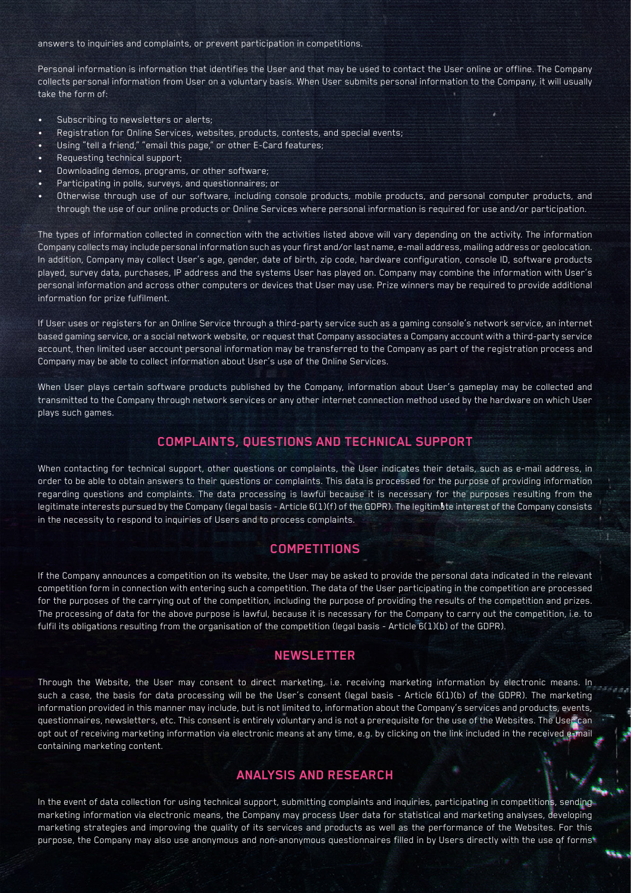answers to inquiries and complaints, or prevent participation in competitions.

Personal information is information that identifies the User and that may be used to contact the User online or offline. The Company collects personal information from User on a voluntary basis. When User submits personal information to the Company, it will usually take the form of:

- Subscribing to newsletters or alerts;
- Registration for Online Services, websites, products, contests, and special events;
- Using "tell a friend," "email this page," or other E-Card features;
- Requesting technical support;
- Downloading demos, programs, or other software;
- Participating in polls, surveys, and questionnaires; or
- Otherwise through use of our software, including console products, mobile products, and personal computer products, and through the use of our online products or Online Services where personal information is required for use and/or participation.

The types of information collected in connection with the activities listed above will vary depending on the activity. The information Company collects may include personal information such as your first and/or last name, e-mail address, mailing address or geolocation. In addition, Company may collect User's age, gender, date of birth, zip code, hardware configuration, console ID, software products played, survey data, purchases, IP address and the systems User has played on. Company may combine the information with User's personal information and across other computers or devices that User may use. Prize winners may be required to provide additional information for prize fulfilment.

If User uses or registers for an Online Service through a third-party service such as a gaming console's network service, an internet based gaming service, or a social network website, or request that Company associates a Company account with a third-party service account, then limited user account personal information may be transferred to the Company as part of the registration process and Company may be able to collect information about User's use of the Online Services.

When User plays certain software products published by the Company, information about User's gameplay may be collected and transmitted to the Company through network services or any other internet connection method used by the hardware on which User plays such games.

## COMPLAINTS, QUESTIONS AND TECHNICAL SUPPORT

When contacting for technical support, other questions or complaints, the User indicates their details, such as e-mail address, in order to be able to obtain answers to their questions or complaints. This data is processed for the purpose of providing information regarding questions and complaints. The data processing is lawful because it is necessary for the purposes resulting from the legitimate interests pursued by the Company (legal basis - Article 6(1)(f) of the GDPR). The legitimate interest of the Company consists in the necessity to respond to inquiries of Users and to process complaints.

## COMPETITIONS

If the Company announces a competition on its website, the User may be asked to provide the personal data indicated in the relevant competition form in connection with entering such a competition. The data of the User participating in the competition are processed for the purposes of the carrying out of the competition, including the purpose of providing the results of the competition and prizes. The processing of data for the above purpose is lawful, because it is necessary for the Company to carry out the competition, i.e. to fulfil its obligations resulting from the organisation of the competition (legal basis - Article 6(1)(b) of the GDPR).

## NEWSLETTER

Through the Website, the User may consent to direct marketing, i.e. receiving marketing information by electronic means. In such a case, the basis for data processing will be the User's consent (legal basis - Article 6(1)(b) of the GDPR). The marketing information provided in this manner may include, but is not limited to, information about the Company's services and products, events, questionnaires, newsletters, etc. This consent is entirely voluntary and is not a prerequisite for the use of the Websites. The User can opt out of receiving marketing information via electronic means at any time, e.g. by clicking on the link included in the received e-mail containing marketing content.

## ANALYSIS AND RESEARCH

In the event of data collection for using technical support, submitting complaints and inquiries, participating in competitions, sending marketing information via electronic means, the Company may process User data for statistical and marketing analyses, developing marketing strategies and improving the quality of its services and products as well as the performance of the Websites. For this purpose, the Company may also use anonymous and non-anonymous questionnaires filled in by Users directly with the use of forms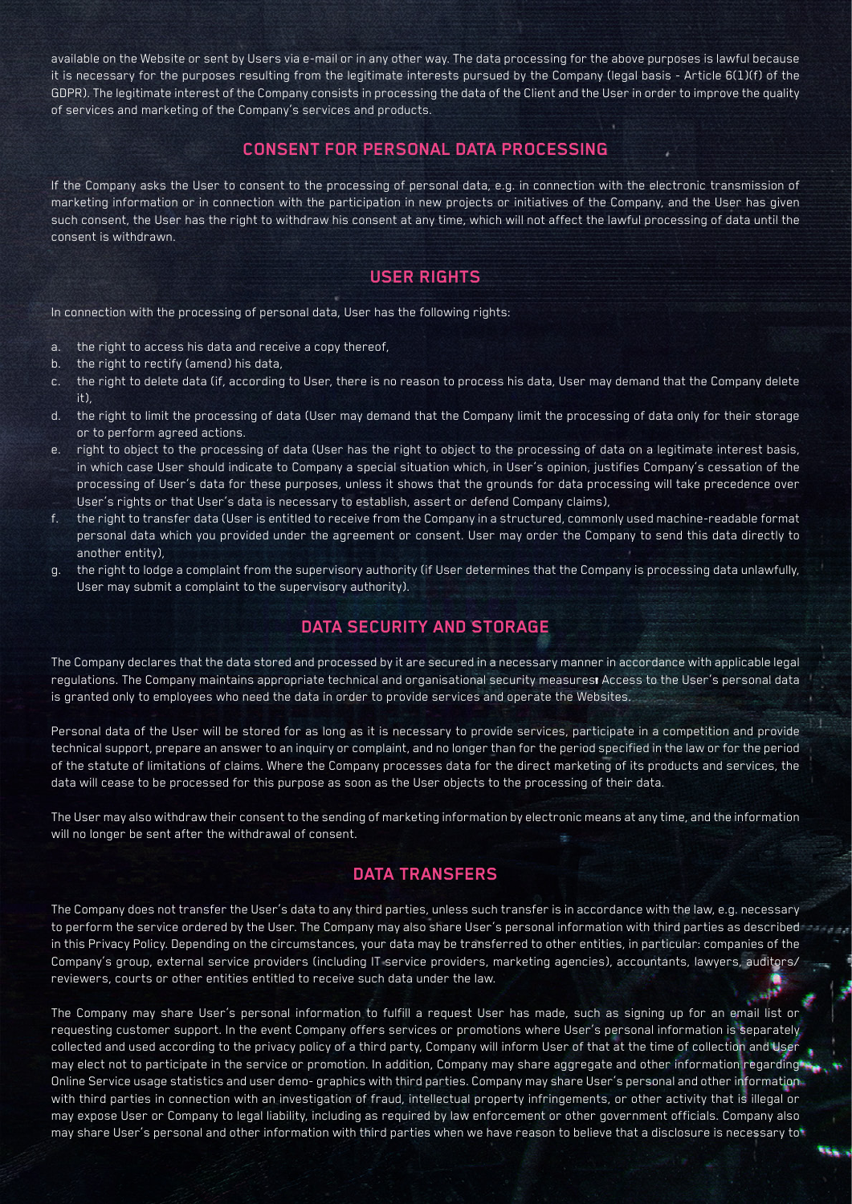available on the Website or sent by Users via e-mail or in any other way. The data processing for the above purposes is lawful because it is necessary for the purposes resulting from the legitimate interests pursued by the Company (legal basis - Article 6(1)(f) of the GDPR). The legitimate interest of the Company consists in processing the data of the Client and the User in order to improve the quality of services and marketing of the Company's services and products.

## CONSENT FOR PERSONAL DATA PROCESSING

If the Company asks the User to consent to the processing of personal data, e.g. in connection with the electronic transmission of marketing information or in connection with the participation in new projects or initiatives of the Company, and the User has given such consent, the User has the right to withdraw his consent at any time, which will not affect the lawful processing of data until the consent is withdrawn.

## USER RIGHTS

In connection with the processing of personal data, User has the following rights:

a. the right to access his data and receive a copy thereof,
b. the right to rectify (amend) his data,
c. the right to delete data (if, according to User, there is no reason to process his data, User may demand that the Company delete it),
d. the right to limit the processing of data (User may demand that the Company limit the processing of data only for their storage or to perform agreed actions.
e. right to object to the processing of data (User has the right to object to the processing of data on a legitimate interest basis, in which case User should indicate to Company a special situation which, in User's opinion, justifies Company's cessation of the processing of User's data for these purposes, unless it shows that the grounds for data processing will take precedence over User's rights or that User's data is necessary to establish, assert or defend Company claims),
f. the right to transfer data (User is entitled to receive from the Company in a structured, commonly used machine-readable format personal data which you provided under the agreement or consent. User may order the Company to send this data directly to another entity),
g. the right to lodge a complaint from the supervisory authority (if User determines that the Company is processing data unlawfully, User may submit a complaint to the supervisory authority).

## DATA SECURITY AND STORAGE

The Company declares that the data stored and processed by it are secured in a necessary manner in accordance with applicable legal regulations. The Company maintains appropriate technical and organisational security measures. Access to the User's personal data is granted only to employees who need the data in order to provide services and operate the Websites.

Personal data of the User will be stored for as long as it is necessary to provide services, participate in a competition and provide technical support, prepare an answer to an inquiry or complaint, and no longer than for the period specified in the law or for the period of the statute of limitations of claims. Where the Company processes data for the direct marketing of its products and services, the data will cease to be processed for this purpose as soon as the User objects to the processing of their data.

The User may also withdraw their consent to the sending of marketing information by electronic means at any time, and the information will no longer be sent after the withdrawal of consent.

## DATA TRANSFERS

The Company does not transfer the User's data to any third parties, unless such transfer is in accordance with the law, e.g. necessary to perform the service ordered by the User. The Company may also share User's personal information with third parties as described in this Privacy Policy. Depending on the circumstances, your data may be transferred to other entities, in particular: companies of the Company's group, external service providers (including IT service providers, marketing agencies), accountants, lawyers, auditors/reviewers, courts or other entities entitled to receive such data under the law.

The Company may share User's personal information to fulfill a request User has made, such as signing up for an email list or requesting customer support. In the event Company offers services or promotions where User's personal information is separately collected and used according to the privacy policy of a third party, Company will inform User of that at the time of collection and User may elect not to participate in the service or promotion. In addition, Company may share aggregate and other information regarding Online Service usage statistics and user demo- graphics with third parties. Company may share User's personal and other information with third parties in connection with an investigation of fraud, intellectual property infringements, or other activity that is illegal or may expose User or Company to legal liability, including as required by law enforcement or other government officials. Company also may share User's personal and other information with third parties when we have reason to believe that a disclosure is necessary to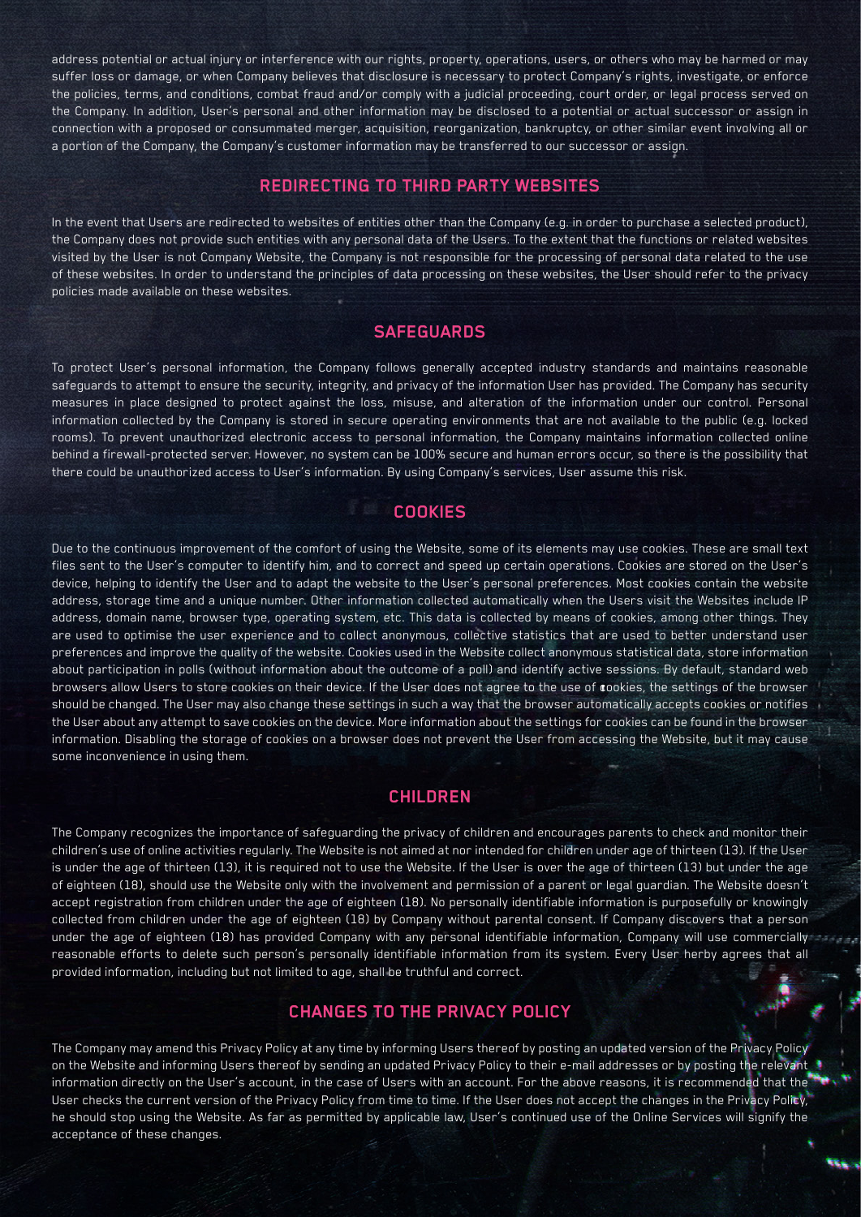address potential or actual injury or interference with our rights, property, operations, users, or others who may be harmed or may suffer loss or damage, or when Company believes that disclosure is necessary to protect Company's rights, investigate, or enforce the policies, terms, and conditions, combat fraud and/or comply with a judicial proceeding, court order, or legal process served on the Company. In addition, User's personal and other information may be disclosed to a potential or actual successor or assign in connection with a proposed or consummated merger, acquisition, reorganization, bankruptcy, or other similar event involving all or a portion of the Company, the Company's customer information may be transferred to our successor or assign.

## REDIRECTING TO THIRD PARTY WEBSITES

In the event that Users are redirected to websites of entities other than the Company (e.g. in order to purchase a selected product), the Company does not provide such entities with any personal data of the Users. To the extent that the functions or related websites visited by the User is not Company Website, the Company is not responsible for the processing of personal data related to the use of these websites. In order to understand the principles of data processing on these websites, the User should refer to the privacy policies made available on these websites.

## SAFEGUARDS

To protect User's personal information, the Company follows generally accepted industry standards and maintains reasonable safeguards to attempt to ensure the security, integrity, and privacy of the information User has provided. The Company has security measures in place designed to protect against the loss, misuse, and alteration of the information under our control. Personal information collected by the Company is stored in secure operating environments that are not available to the public (e.g. locked rooms). To prevent unauthorized electronic access to personal information, the Company maintains information collected online behind a firewall-protected server. However, no system can be 100% secure and human errors occur, so there is the possibility that there could be unauthorized access to User's information. By using Company's services, User assume this risk.

## COOKIES

Due to the continuous improvement of the comfort of using the Website, some of its elements may use cookies. These are small text files sent to the User's computer to identify him, and to correct and speed up certain operations. Cookies are stored on the User's device, helping to identify the User and to adapt the website to the User's personal preferences. Most cookies contain the website address, storage time and a unique number. Other information collected automatically when the Users visit the Websites include IP address, domain name, browser type, operating system, etc. This data is collected by means of cookies, among other things. They are used to optimise the user experience and to collect anonymous, collective statistics that are used to better understand user preferences and improve the quality of the website. Cookies used in the Website collect anonymous statistical data, store information about participation in polls (without information about the outcome of a poll) and identify active sessions. By default, standard web browsers allow Users to store cookies on their device. If the User does not agree to the use of cookies, the settings of the browser should be changed. The User may also change these settings in such a way that the browser automatically accepts cookies or notifies the User about any attempt to save cookies on the device. More information about the settings for cookies can be found in the browser information. Disabling the storage of cookies on a browser does not prevent the User from accessing the Website, but it may cause some inconvenience in using them.

## CHILDREN

The Company recognizes the importance of safeguarding the privacy of children and encourages parents to check and monitor their children's use of online activities regularly. The Website is not aimed at nor intended for children under age of thirteen (13). If the User is under the age of thirteen (13), it is required not to use the Website. If the User is over the age of thirteen (13) but under the age of eighteen (18), should use the Website only with the involvement and permission of a parent or legal guardian. The Website doesn't accept registration from children under the age of eighteen (18). No personally identifiable information is purposefully or knowingly collected from children under the age of eighteen (18) by Company without parental consent. If Company discovers that a person under the age of eighteen (18) has provided Company with any personal identifiable information, Company will use commercially reasonable efforts to delete such person's personally identifiable information from its system. Every User herby agrees that all provided information, including but not limited to age, shall be truthful and correct.

## CHANGES TO THE PRIVACY POLICY

The Company may amend this Privacy Policy at any time by informing Users thereof by posting an updated version of the Privacy Policy on the Website and informing Users thereof by sending an updated Privacy Policy to their e-mail addresses or by posting the relevant information directly on the User's account, in the case of Users with an account. For the above reasons, it is recommended that the User checks the current version of the Privacy Policy from time to time. If the User does not accept the changes in the Privacy Policy, he should stop using the Website. As far as permitted by applicable law, User's continued use of the Online Services will signify the acceptance of these changes.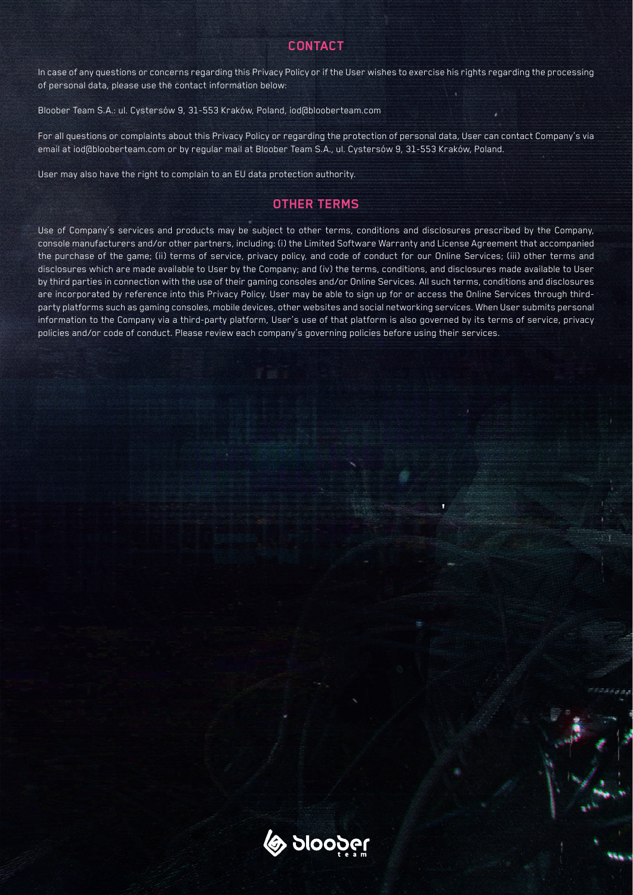## CONTACT

In case of any questions or concerns regarding this Privacy Policy or if the User wishes to exercise his rights regarding the processing of personal data, please use the contact information below:

Bloober Team S.A.: ul. Cystersów 9, 31-553 Kraków, Poland, iod@blooberteam.com

For all questions or complaints about this Privacy Policy or regarding the protection of personal data, User can contact Company's via email at iod@blooberteam.com or by regular mail at Bloober Team S.A., ul. Cystersów 9, 31-553 Kraków, Poland.

User may also have the right to complain to an EU data protection authority.

## OTHER TERMS

Use of Company's services and products may be subject to other terms, conditions and disclosures prescribed by the Company, console manufacturers and/or other partners, including: (i) the Limited Software Warranty and License Agreement that accompanied the purchase of the game; (ii) terms of service, privacy policy, and code of conduct for our Online Services; (iii) other terms and disclosures which are made available to User by the Company; and (iv) the terms, conditions, and disclosures made available to User by third parties in connection with the use of their gaming consoles and/or Online Services. All such terms, conditions and disclosures are incorporated by reference into this Privacy Policy. User may be able to sign up for or access the Online Services through third-party platforms such as gaming consoles, mobile devices, other websites and social networking services. When User submits personal information to the Company via a third-party platform, User's use of that platform is also governed by its terms of service, privacy policies and/or code of conduct. Please review each company's governing policies before using their services.